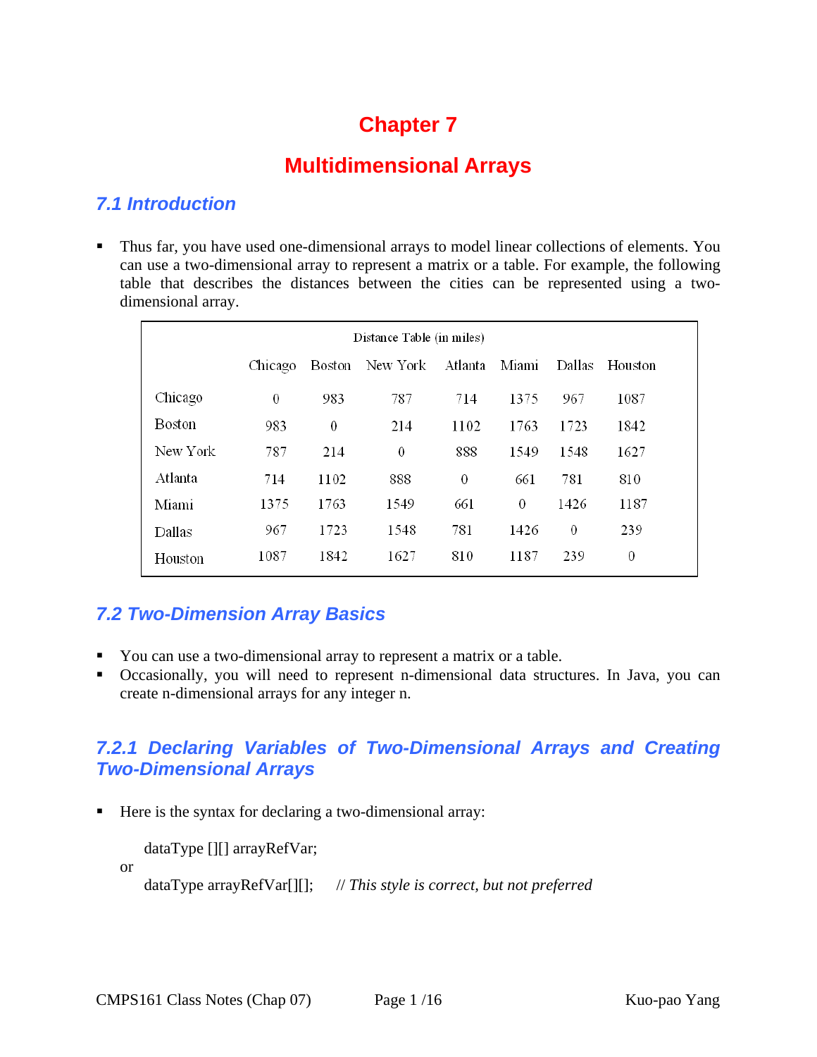# Chapter 7

# Multidimensional Arrays

## 7.1 Introduction

- Thus far, you have used one-dimensional arrays to model linear collections of elements. You can use a two-dimensional array to represent a matrix or a table. For example, the following table that describes the distances between the cities can be represented using a two-dimensional array.

Distance Table (in miles)

| | Chicago | Boston | New York | Atlanta | Miami | Dallas | Houston |
|---|---|---|---|---|---|---|---|
| Chicago | 0 | 983 | 787 | 714 | 1375 | 967 | 1087 |
| Boston | 983 | 0 | 214 | 1102 | 1763 | 1723 | 1842 |
| New York | 787 | 214 | 0 | 888 | 1549 | 1548 | 1627 |
| Atlanta | 714 | 1102 | 888 | 0 | 661 | 781 | 810 |
| Miami | 1375 | 1763 | 1549 | 661 | 0 | 1426 | 1187 |
| Dallas | 967 | 1723 | 1548 | 781 | 1426 | 0 | 239 |
| Houston | 1087 | 1842 | 1627 | 810 | 1187 | 239 | 0 |

## 7.2 Two-Dimension Array Basics

- You can use a two-dimensional array to represent a matrix or a table.
- Occasionally, you will need to represent n-dimensional data structures. In Java, you can create n-dimensional arrays for any integer n.

### 7.2.1 Declaring Variables of Two-Dimensional Arrays and Creating Two-Dimensional Arrays

- Here is the syntax for declaring a two-dimensional array:

```
dataType [][] arrayRefVar;
```

or

```
dataType arrayRefVar[][];     // This style is correct, but not preferred
```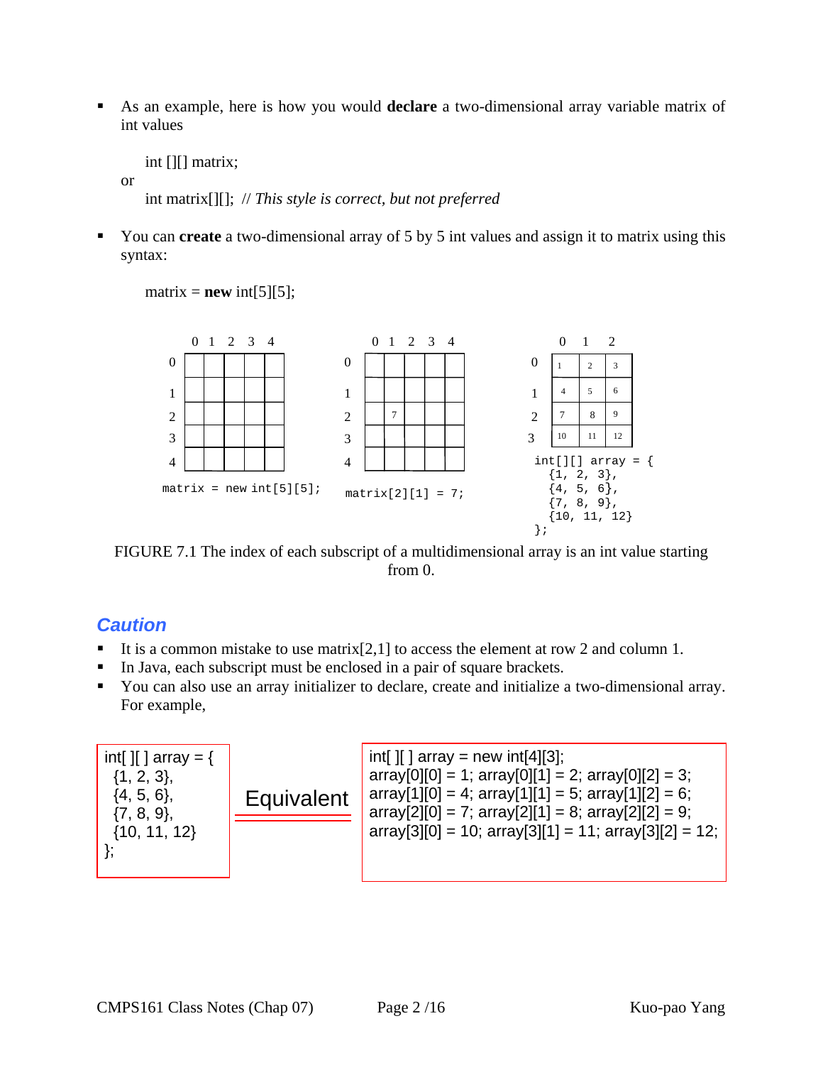- As an example, here is how you would **declare** a two-dimensional array variable matrix of int values

```
int [][] matrix;
```

or

```
int matrix[][];  // This style is correct, but not preferred
```

- You can **create** a two-dimensional array of 5 by 5 int values and assign it to matrix using this syntax:

```
matrix = new int[5][5];
```

|   | 0 | 1 | 2 | 3 | 4 |
|---|---|---|---|---|---|
| 0 |   |   |   |   |   |
| 1 |   |   |   |   |   |
| 2 |   |   |   |   |   |
| 3 |   |   |   |   |   |
| 4 |   |   |   |   |   |

`matrix = new int[5][5];`

|   | 0 | 1 | 2 | 3 | 4 |
|---|---|---|---|---|---|
| 0 |   |   |   |   |   |
| 1 |   |   |   |   |   |
| 2 |   | 7 |   |   |   |
| 3 |   |   |   |   |   |
| 4 |   |   |   |   |   |

`matrix[2][1] = 7;`

|   | 0 | 1 | 2 |
|---|---|---|---|
| 0 | 1 | 2 | 3 |
| 1 | 4 | 5 | 6 |
| 2 | 7 | 8 | 9 |
| 3 | 10 | 11 | 12 |

```
int[][] array = {
  {1, 2, 3},
  {4, 5, 6},
  {7, 8, 9},
  {10, 11, 12}
};
```

FIGURE 7.1 The index of each subscript of a multidimensional array is an int value starting from 0.

## *Caution*

- It is a common mistake to use matrix[2,1] to access the element at row 2 and column 1.
- In Java, each subscript must be enclosed in a pair of square brackets.
- You can also use an array initializer to declare, create and initialize a two-dimensional array. For example,

```
int[ ][ ] array = {
  {1, 2, 3},
  {4, 5, 6},
  {7, 8, 9},
  {10, 11, 12}
};
```

Equivalent

```
int[ ][ ] array = new int[4][3];
array[0][0] = 1; array[0][1] = 2; array[0][2] = 3;
array[1][0] = 4; array[1][1] = 5; array[1][2] = 6;
array[2][0] = 7; array[2][1] = 8; array[2][2] = 9;
array[3][0] = 10; array[3][1] = 11; array[3][2] = 12;
```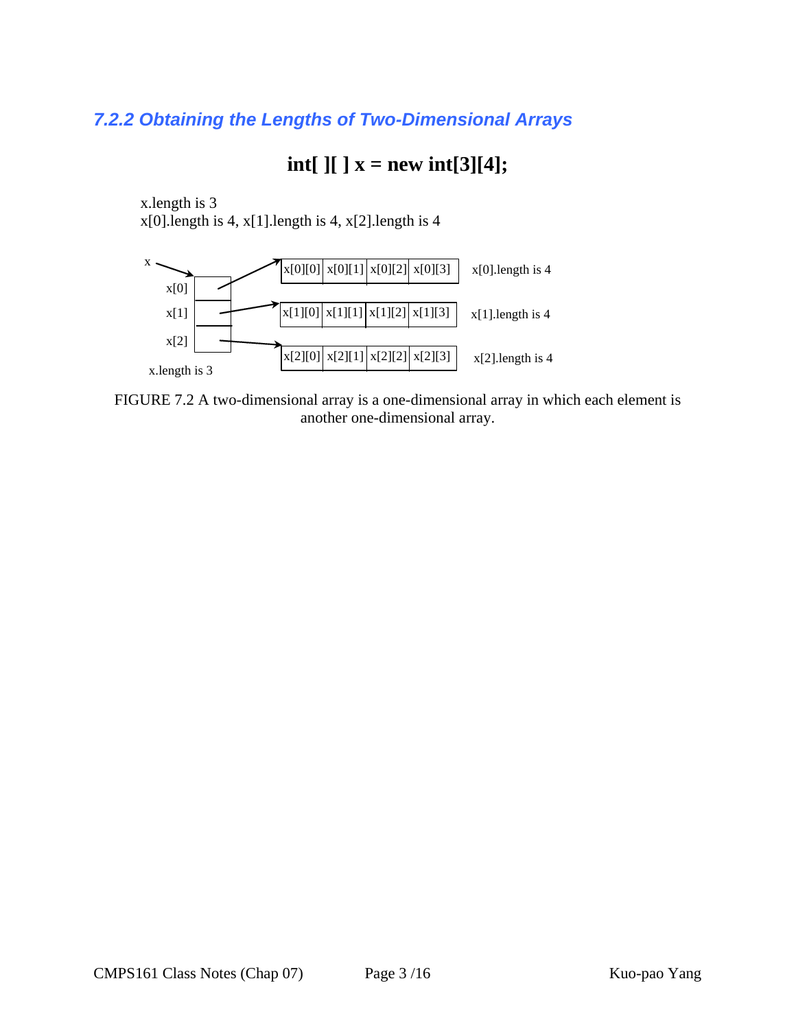### 7.2.2 Obtaining the Lengths of Two-Dimensional Arrays

**int[ ][ ] x = new int[3][4];**

x.length is 3
x[0].length is 4, x[1].length is 4, x[2].length is 4

| x[0][0] | x[0][1] | x[0][2] | x[0][3] | x[0].length is 4 |
|---|---|---|---|---|
| x[1][0] | x[1][1] | x[1][2] | x[1][3] | x[1].length is 4 |
| x[2][0] | x[2][1] | x[2][2] | x[2][3] | x[2].length is 4 |

x.length is 3

FIGURE 7.2 A two-dimensional array is a one-dimensional array in which each element is another one-dimensional array.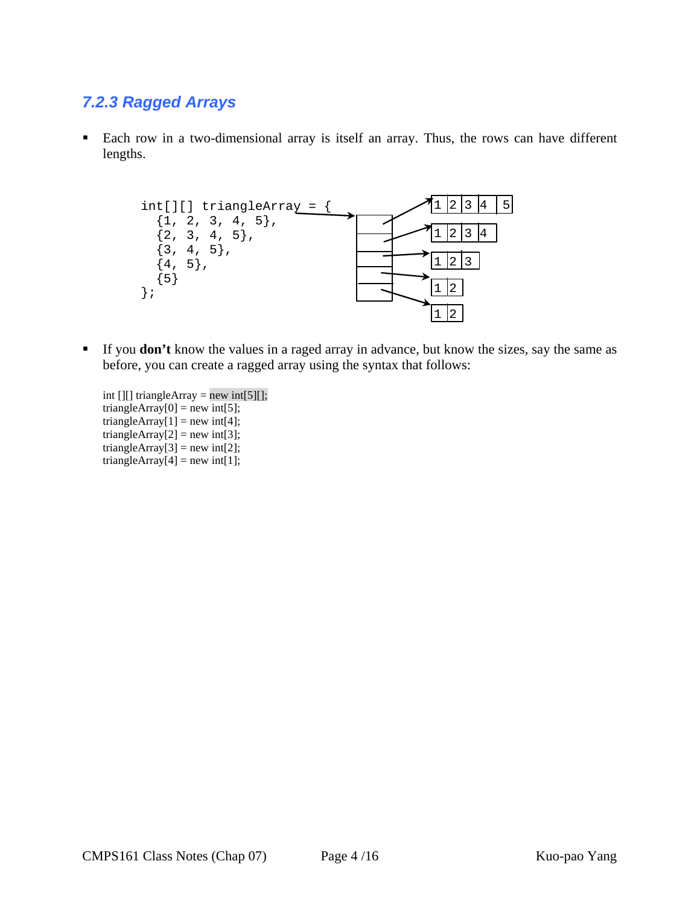### *7.2.3 Ragged Arrays*

- Each row in a two-dimensional array is itself an array. Thus, the rows can have different lengths.

```
int[][] triangleArray = {
  {1, 2, 3, 4, 5},
  {2, 3, 4, 5},
  {3, 4, 5},
  {4, 5},
  {5}
};
```

- If you **don't** know the values in a raged array in advance, but know the sizes, say the same as before, you can create a ragged array using the syntax that follows:

```
int [][] triangleArray = new int[5][];
triangleArray[0] = new int[5];
triangleArray[1] = new int[4];
triangleArray[2] = new int[3];
triangleArray[3] = new int[2];
triangleArray[4] = new int[1];
```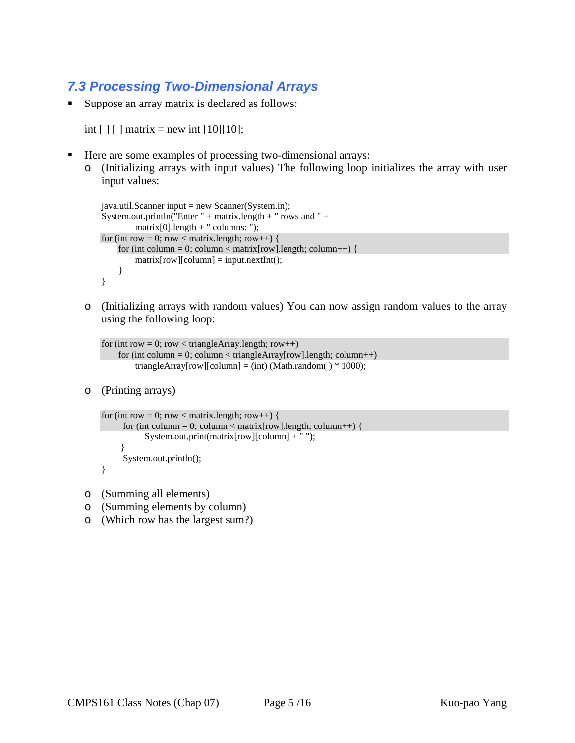## *7.3 Processing Two-Dimensional Arrays*

- Suppose an array matrix is declared as follows:

  int [ ] [ ] matrix = new int [10][10];

- Here are some examples of processing two-dimensional arrays:
  - (Initializing arrays with input values) The following loop initializes the array with user input values:

```
java.util.Scanner input = new Scanner(System.in);
System.out.println("Enter " + matrix.length + " rows and " +
        matrix[0].length + " columns: ");
for (int row = 0; row < matrix.length; row++) {
    for (int column = 0; column < matrix[row].length; column++) {
        matrix[row][column] = input.nextInt();
    }
}
```

  - (Initializing arrays with random values) You can now assign random values to the array using the following loop:

```
for (int row = 0; row < triangleArray.length; row++)
    for (int column = 0; column < triangleArray[row].length; column++)
        triangleArray[row][column] = (int) (Math.random( ) * 1000);
```

  - (Printing arrays)

```
for (int row = 0; row < matrix.length; row++) {
    for (int column = 0; column < matrix[row].length; column++) {
        System.out.print(matrix[row][column] + " ");
    }
    System.out.println();
}
```

  - (Summing all elements)
  - (Summing elements by column)
  - (Which row has the largest sum?)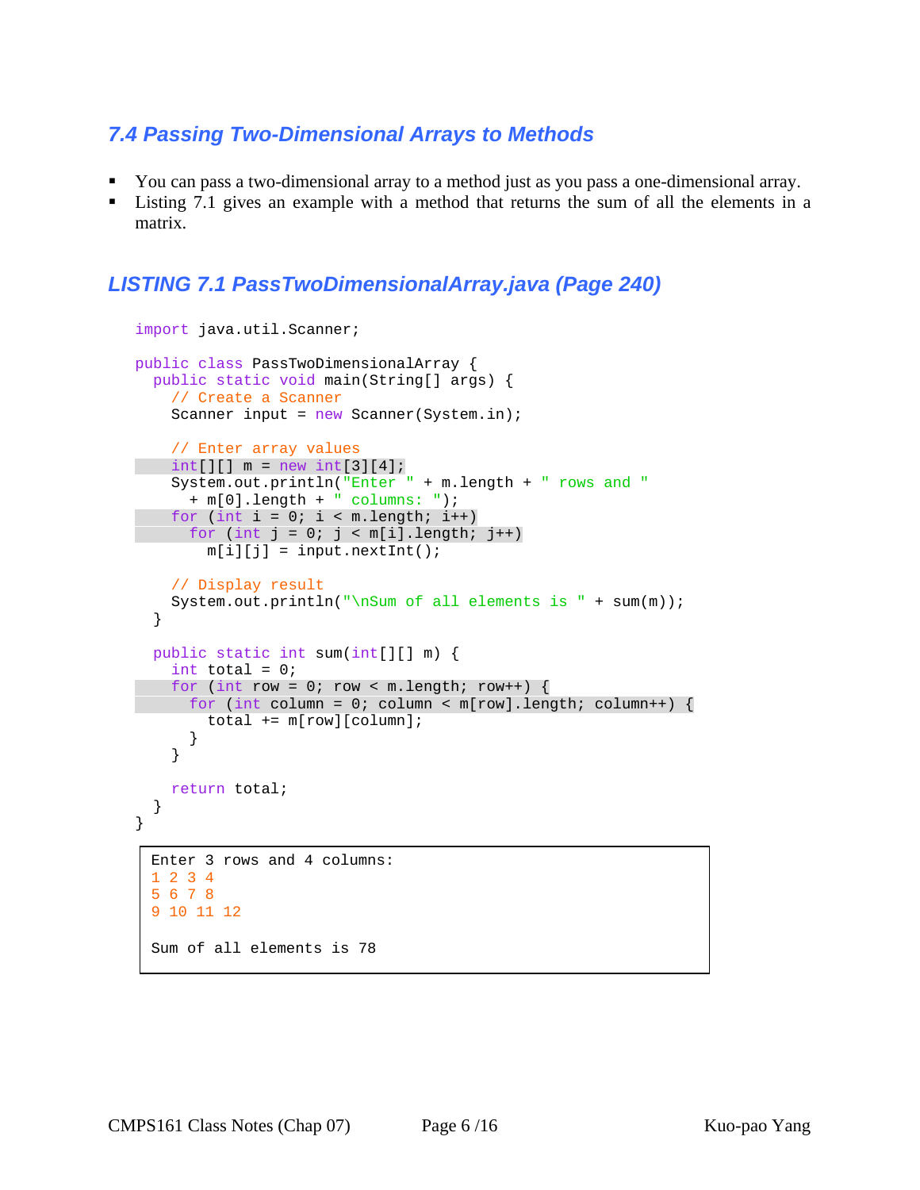### 7.4 Passing Two-Dimensional Arrays to Methods

- You can pass a two-dimensional array to a method just as you pass a one-dimensional array.
- Listing 7.1 gives an example with a method that returns the sum of all the elements in a matrix.

### LISTING 7.1 PassTwoDimensionalArray.java (Page 240)

```java
import java.util.Scanner;

public class PassTwoDimensionalArray {
  public static void main(String[] args) {
    // Create a Scanner
    Scanner input = new Scanner(System.in);

    // Enter array values
    int[][] m = new int[3][4];
    System.out.println("Enter " + m.length + " rows and "
      + m[0].length + " columns: ");
    for (int i = 0; i < m.length; i++)
      for (int j = 0; j < m[i].length; j++)
        m[i][j] = input.nextInt();

    // Display result
    System.out.println("\nSum of all elements is " + sum(m));
  }

  public static int sum(int[][] m) {
    int total = 0;
    for (int row = 0; row < m.length; row++) {
      for (int column = 0; column < m[row].length; column++) {
        total += m[row][column];
      }
    }

    return total;
  }
}
```

```
Enter 3 rows and 4 columns:
1 2 3 4
5 6 7 8
9 10 11 12

Sum of all elements is 78
```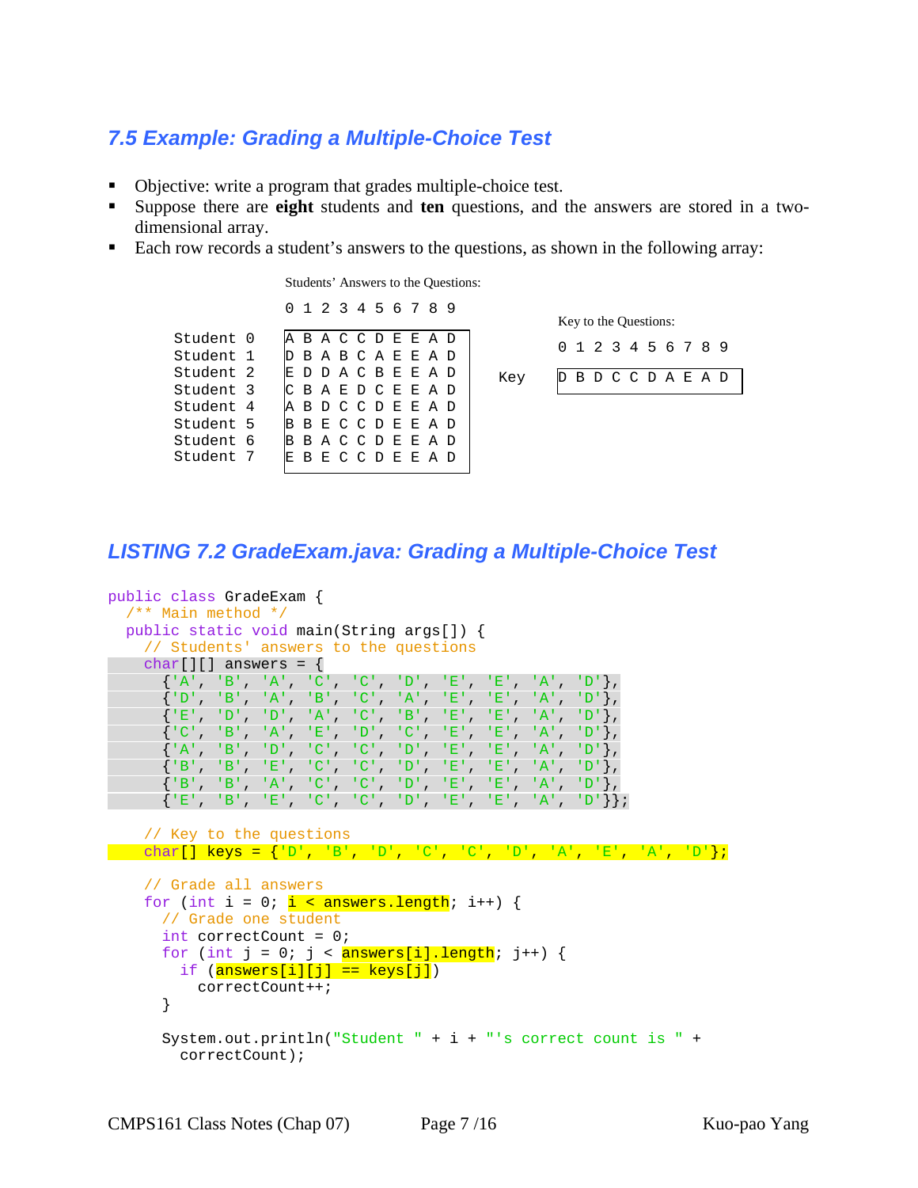## 7.5 Example: Grading a Multiple-Choice Test

- Objective: write a program that grades multiple-choice test.
- Suppose there are **eight** students and **ten** questions, and the answers are stored in a two-dimensional array.
- Each row records a student's answers to the questions, as shown in the following array:

Students' Answers to the Questions:

```
            0 1 2 3 4 5 6 7 8 9

Student 0   A B A C C D E E A D
Student 1   D B A B C A E E A D
Student 2   E D D A C B E E A D
Student 3   C B A E D C E E A D
Student 4   A B D C C D E E A D
Student 5   B B E C C D E E A D
Student 6   B B A C C D E E A D
Student 7   E B E C C D E E A D
```

Key to the Questions:

```
      0 1 2 3 4 5 6 7 8 9

Key   D B D C C D A E A D
```

## LISTING 7.2 GradeExam.java: Grading a Multiple-Choice Test

```java
public class GradeExam {
  /** Main method */
  public static void main(String args[]) {
    // Students' answers to the questions
    char[][] answers = {
      {'A', 'B', 'A', 'C', 'C', 'D', 'E', 'E', 'A', 'D'},
      {'D', 'B', 'A', 'B', 'C', 'A', 'E', 'E', 'A', 'D'},
      {'E', 'D', 'D', 'A', 'C', 'B', 'E', 'E', 'A', 'D'},
      {'C', 'B', 'A', 'E', 'D', 'C', 'E', 'E', 'A', 'D'},
      {'A', 'B', 'D', 'C', 'C', 'D', 'E', 'E', 'A', 'D'},
      {'B', 'B', 'E', 'C', 'C', 'D', 'E', 'E', 'A', 'D'},
      {'B', 'B', 'A', 'C', 'C', 'D', 'E', 'E', 'A', 'D'},
      {'E', 'B', 'E', 'C', 'C', 'D', 'E', 'E', 'A', 'D'}};

    // Key to the questions
    char[] keys = {'D', 'B', 'D', 'C', 'C', 'D', 'A', 'E', 'A', 'D'};

    // Grade all answers
    for (int i = 0; i < answers.length; i++) {
      // Grade one student
      int correctCount = 0;
      for (int j = 0; j < answers[i].length; j++) {
        if (answers[i][j] == keys[j])
          correctCount++;
      }

      System.out.println("Student " + i + "'s correct count is " +
        correctCount);
```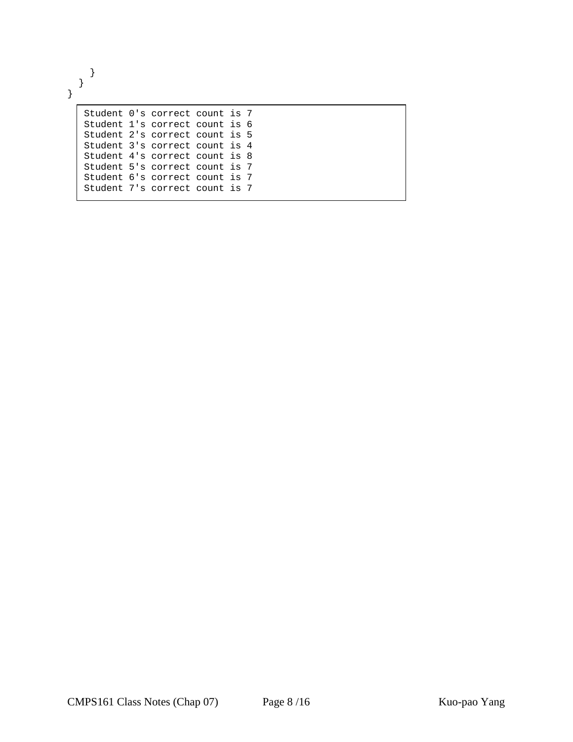```
    }
  }
}
```

```
Student 0's correct count is 7
Student 1's correct count is 6
Student 2's correct count is 5
Student 3's correct count is 4
Student 4's correct count is 8
Student 5's correct count is 7
Student 6's correct count is 7
Student 7's correct count is 7
```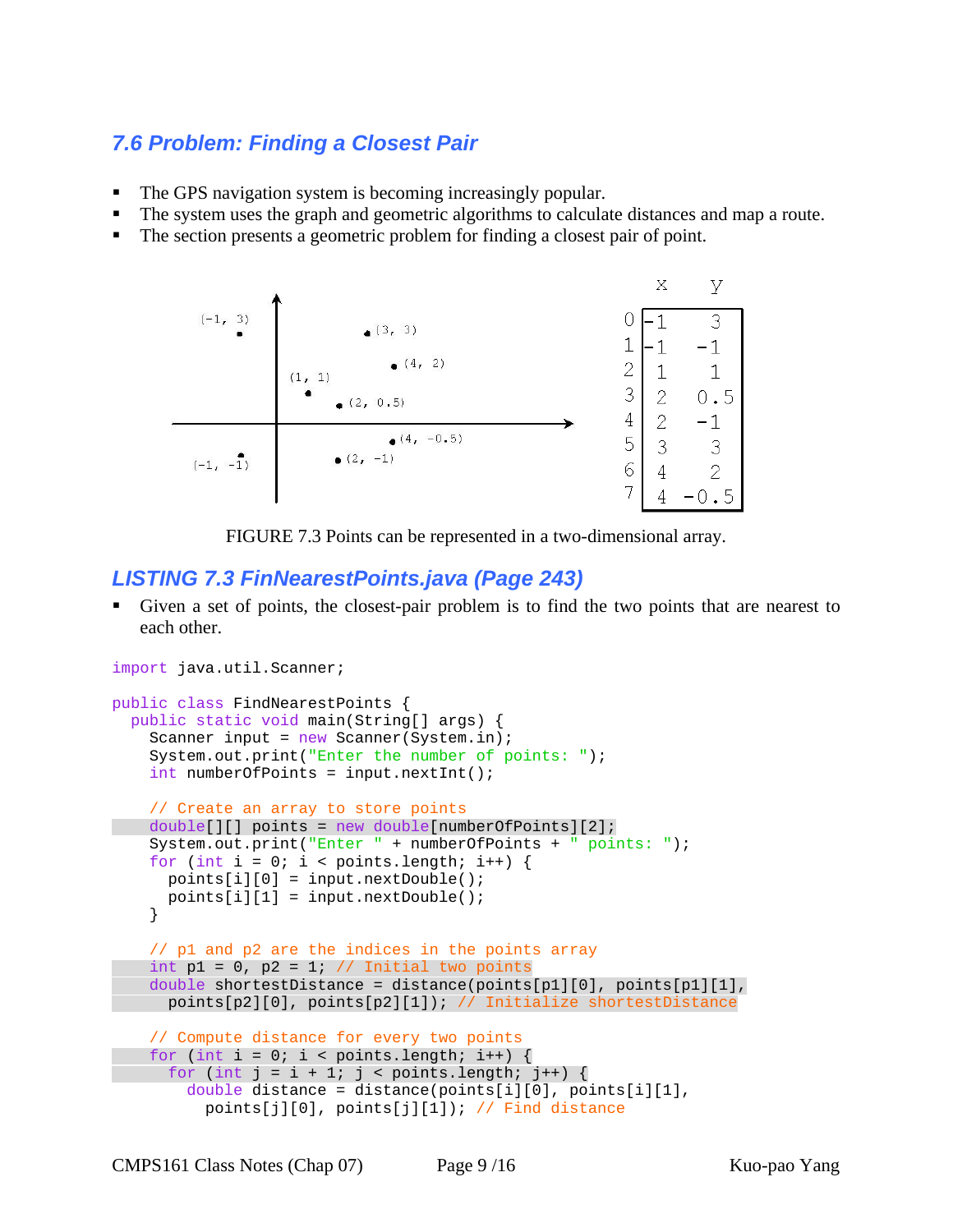### 7.6 Problem: Finding a Closest Pair

- The GPS navigation system is becoming increasingly popular.
- The system uses the graph and geometric algorithms to calculate distances and map a route.
- The section presents a geometric problem for finding a closest pair of point.

| | x | y |
|---|---|---|
| 0 | -1 | 3 |
| 1 | -1 | -1 |
| 2 | 1 | 1 |
| 3 | 2 | 0.5 |
| 4 | 2 | -1 |
| 5 | 3 | 3 |
| 6 | 4 | 2 |
| 7 | 4 | -0.5 |

FIGURE 7.3 Points can be represented in a two-dimensional array.

### LISTING 7.3 FinNearestPoints.java (Page 243)

- Given a set of points, the closest-pair problem is to find the two points that are nearest to each other.

```
import java.util.Scanner;

public class FindNearestPoints {
  public static void main(String[] args) {
    Scanner input = new Scanner(System.in);
    System.out.print("Enter the number of points: ");
    int numberOfPoints = input.nextInt();

    // Create an array to store points
    double[][] points = new double[numberOfPoints][2];
    System.out.print("Enter " + numberOfPoints + " points: ");
    for (int i = 0; i < points.length; i++) {
      points[i][0] = input.nextDouble();
      points[i][1] = input.nextDouble();
    }

    // p1 and p2 are the indices in the points array
    int p1 = 0, p2 = 1; // Initial two points
    double shortestDistance = distance(points[p1][0], points[p1][1],
      points[p2][0], points[p2][1]); // Initialize shortestDistance

    // Compute distance for every two points
    for (int i = 0; i < points.length; i++) {
      for (int j = i + 1; j < points.length; j++) {
        double distance = distance(points[i][0], points[i][1],
          points[j][0], points[j][1]); // Find distance
```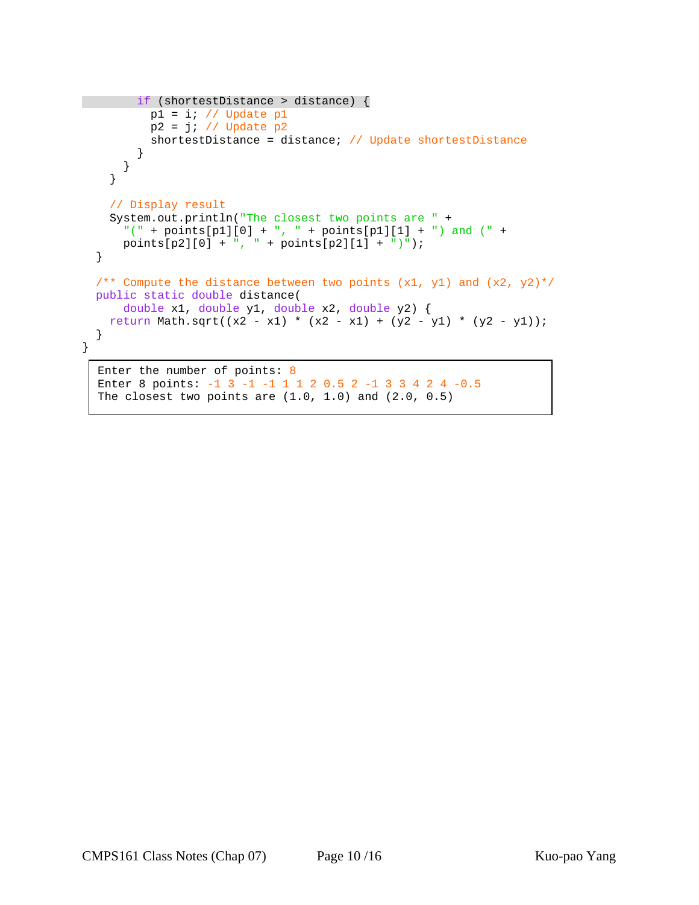```java
        if (shortestDistance > distance) {
          p1 = i; // Update p1
          p2 = j; // Update p2
          shortestDistance = distance; // Update shortestDistance
        }
      }
    }

    // Display result
    System.out.println("The closest two points are " +
      "(" + points[p1][0] + ", " + points[p1][1] + ") and (" +
      points[p2][0] + ", " + points[p2][1] + ")");
  }

  /** Compute the distance between two points (x1, y1) and (x2, y2)*/
  public static double distance(
      double x1, double y1, double x2, double y2) {
    return Math.sqrt((x2 - x1) * (x2 - x1) + (y2 - y1) * (y2 - y1));
  }
}
```

```
Enter the number of points: 8
Enter 8 points: -1 3 -1 -1 1 1 2 0.5 2 -1 3 3 4 2 4 -0.5
The closest two points are (1.0, 1.0) and (2.0, 0.5)
```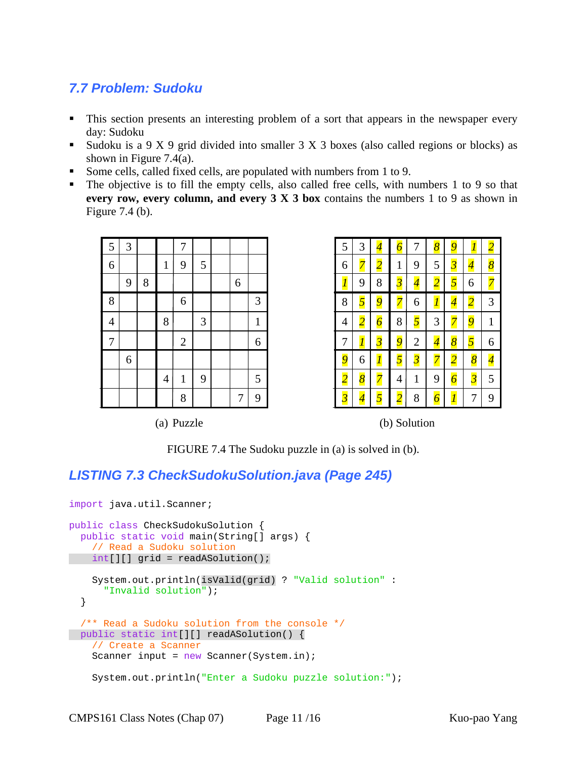## 7.7 Problem: Sudoku

- This section presents an interesting problem of a sort that appears in the newspaper every day: Sudoku
- Sudoku is a 9 X 9 grid divided into smaller 3 X 3 boxes (also called regions or blocks) as shown in Figure 7.4(a).
- Some cells, called fixed cells, are populated with numbers from 1 to 9.
- The objective is to fill the empty cells, also called free cells, with numbers 1 to 9 so that **every row, every column, and every 3 X 3 box** contains the numbers 1 to 9 as shown in Figure 7.4 (b).

(a) Puzzle

| | | | | | | | | |
|---|---|---|---|---|---|---|---|---|
| 5 | 3 | | | 7 | | | | |
| 6 | | | 1 | 9 | 5 | | | |
| | 9 | 8 | | | | | 6 | |
| 8 | | | | 6 | | | | 3 |
| 4 | | | 8 | | 3 | | | 1 |
| 7 | | | | 2 | | | | 6 |
| | 6 | | | | | | | |
| | | | 4 | 1 | 9 | | | 5 |
| | | | | 8 | | | 7 | 9 |

(b) Solution

| | | | | | | | | |
|---|---|---|---|---|---|---|---|---|
| 5 | 3 | *4* | *6* | 7 | *8* | *9* | *1* | *2* |
| 6 | *7* | *2* | 1 | 9 | 5 | *3* | *4* | *8* |
| *1* | 9 | 8 | *3* | *4* | *2* | *5* | 6 | *7* |
| 8 | *5* | *9* | *7* | 6 | *1* | *4* | *2* | 3 |
| 4 | *2* | *6* | 8 | *5* | 3 | *7* | *9* | 1 |
| 7 | *1* | *3* | *9* | 2 | *4* | *8* | *5* | 6 |
| *9* | 6 | *1* | *5* | *3* | *7* | *2* | *8* | *4* |
| *2* | *8* | *7* | 4 | 1 | 9 | *6* | *3* | 5 |
| *3* | *4* | *5* | *2* | 8 | *6* | *1* | 7 | 9 |

FIGURE 7.4 The Sudoku puzzle in (a) is solved in (b).

## LISTING 7.3 CheckSudokuSolution.java (Page 245)

```java
import java.util.Scanner;

public class CheckSudokuSolution {
  public static void main(String[] args) {
    // Read a Sudoku solution
    int[][] grid = readASolution();

    System.out.println(isValid(grid) ? "Valid solution" :
      "Invalid solution");
  }

  /** Read a Sudoku solution from the console */
  public static int[][] readASolution() {
    // Create a Scanner
    Scanner input = new Scanner(System.in);

    System.out.println("Enter a Sudoku puzzle solution:");
```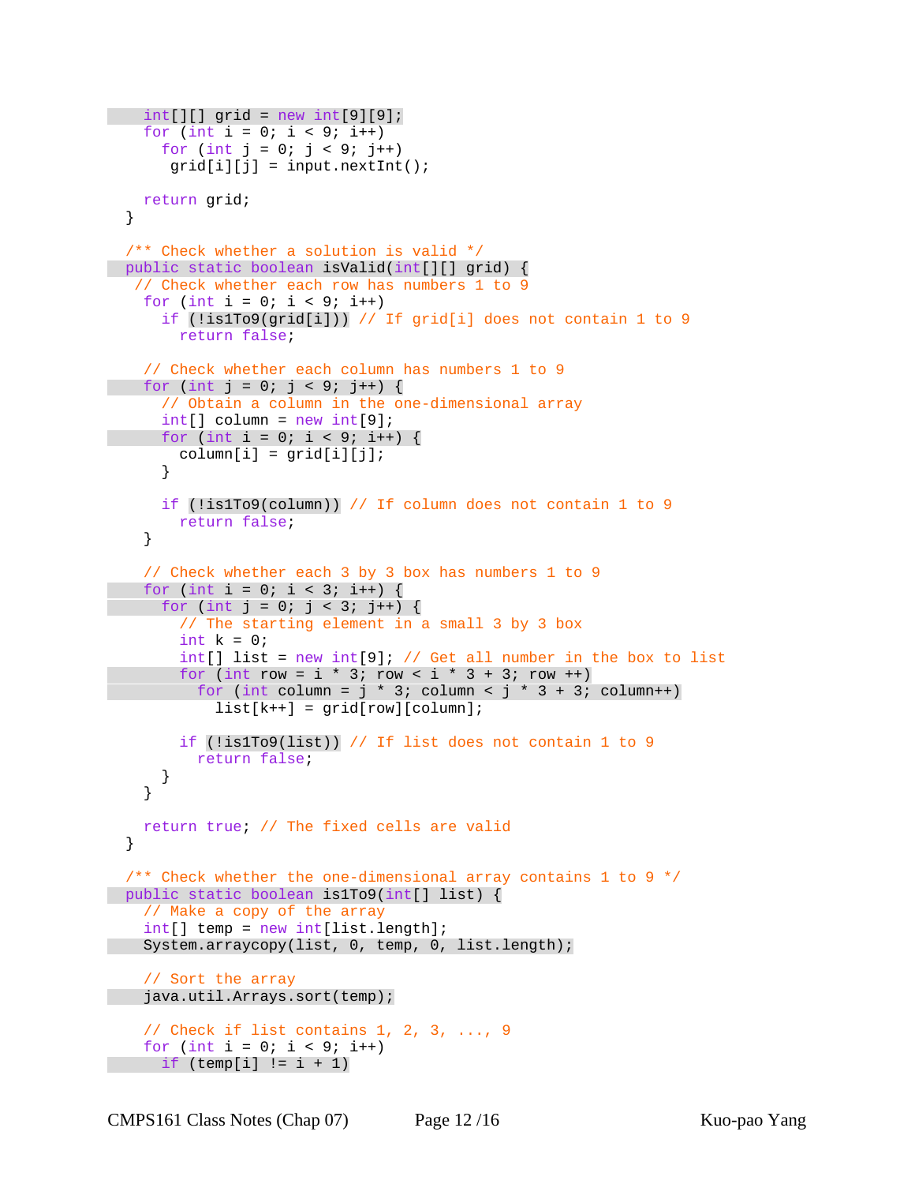```java
    int[][] grid = new int[9][9];
    for (int i = 0; i < 9; i++)
      for (int j = 0; j < 9; j++)
       grid[i][j] = input.nextInt();

    return grid;
  }

  /** Check whether a solution is valid */
  public static boolean isValid(int[][] grid) {
   // Check whether each row has numbers 1 to 9
    for (int i = 0; i < 9; i++)
      if (!is1To9(grid[i])) // If grid[i] does not contain 1 to 9
        return false;

    // Check whether each column has numbers 1 to 9
    for (int j = 0; j < 9; j++) {
      // Obtain a column in the one-dimensional array
      int[] column = new int[9];
      for (int i = 0; i < 9; i++) {
        column[i] = grid[i][j];
      }

      if (!is1To9(column)) // If column does not contain 1 to 9
        return false;
    }

    // Check whether each 3 by 3 box has numbers 1 to 9
    for (int i = 0; i < 3; i++) {
      for (int j = 0; j < 3; j++) {
        // The starting element in a small 3 by 3 box
        int k = 0;
        int[] list = new int[9]; // Get all number in the box to list
        for (int row = i * 3; row < i * 3 + 3; row ++)
          for (int column = j * 3; column < j * 3 + 3; column++)
            list[k++] = grid[row][column];

        if (!is1To9(list)) // If list does not contain 1 to 9
          return false;
      }
    }

    return true; // The fixed cells are valid
  }

  /** Check whether the one-dimensional array contains 1 to 9 */
  public static boolean is1To9(int[] list) {
    // Make a copy of the array
    int[] temp = new int[list.length];
    System.arraycopy(list, 0, temp, 0, list.length);

    // Sort the array
    java.util.Arrays.sort(temp);

    // Check if list contains 1, 2, 3, ..., 9
    for (int i = 0; i < 9; i++)
      if (temp[i] != i + 1)
```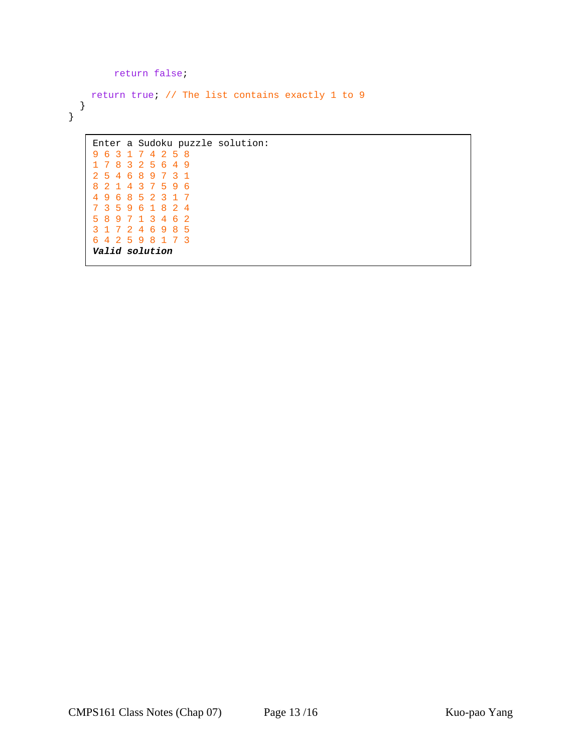```java
        return false;

    return true; // The list contains exactly 1 to 9
  }
}
```

```
Enter a Sudoku puzzle solution:
9 6 3 1 7 4 2 5 8
1 7 8 3 2 5 6 4 9
2 5 4 6 8 9 7 3 1
8 2 1 4 3 7 5 9 6
4 9 6 8 5 2 3 1 7
7 3 5 9 6 1 8 2 4
5 8 9 7 1 3 4 6 2
3 1 7 2 4 6 9 8 5
6 4 2 5 9 8 1 7 3
Valid solution
```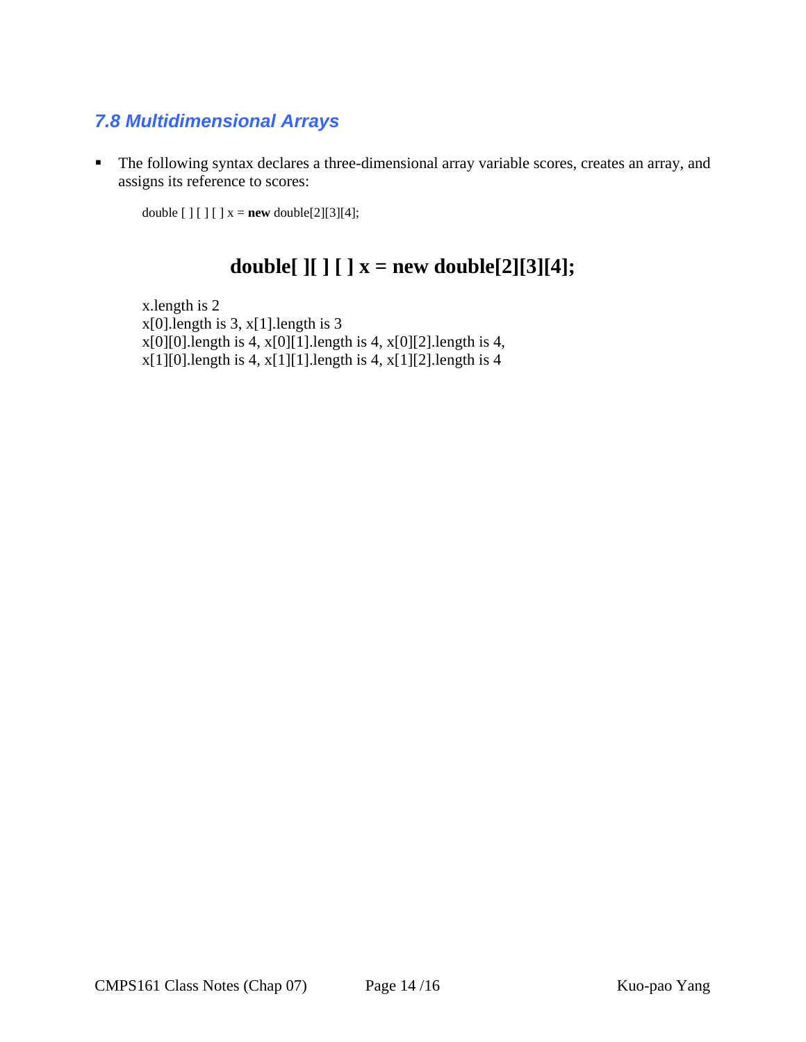### *7.8 Multidimensional Arrays*

- The following syntax declares a three-dimensional array variable scores, creates an array, and assigns its reference to scores:

```
double [ ] [ ] [ ] x = new double[2][3][4];
```

**double[ ][ ] [ ] x = new double[2][3][4];**

x.length is 2
x[0].length is 3, x[1].length is 3
x[0][0].length is 4, x[0][1].length is 4, x[0][2].length is 4,
x[1][0].length is 4, x[1][1].length is 4, x[1][2].length is 4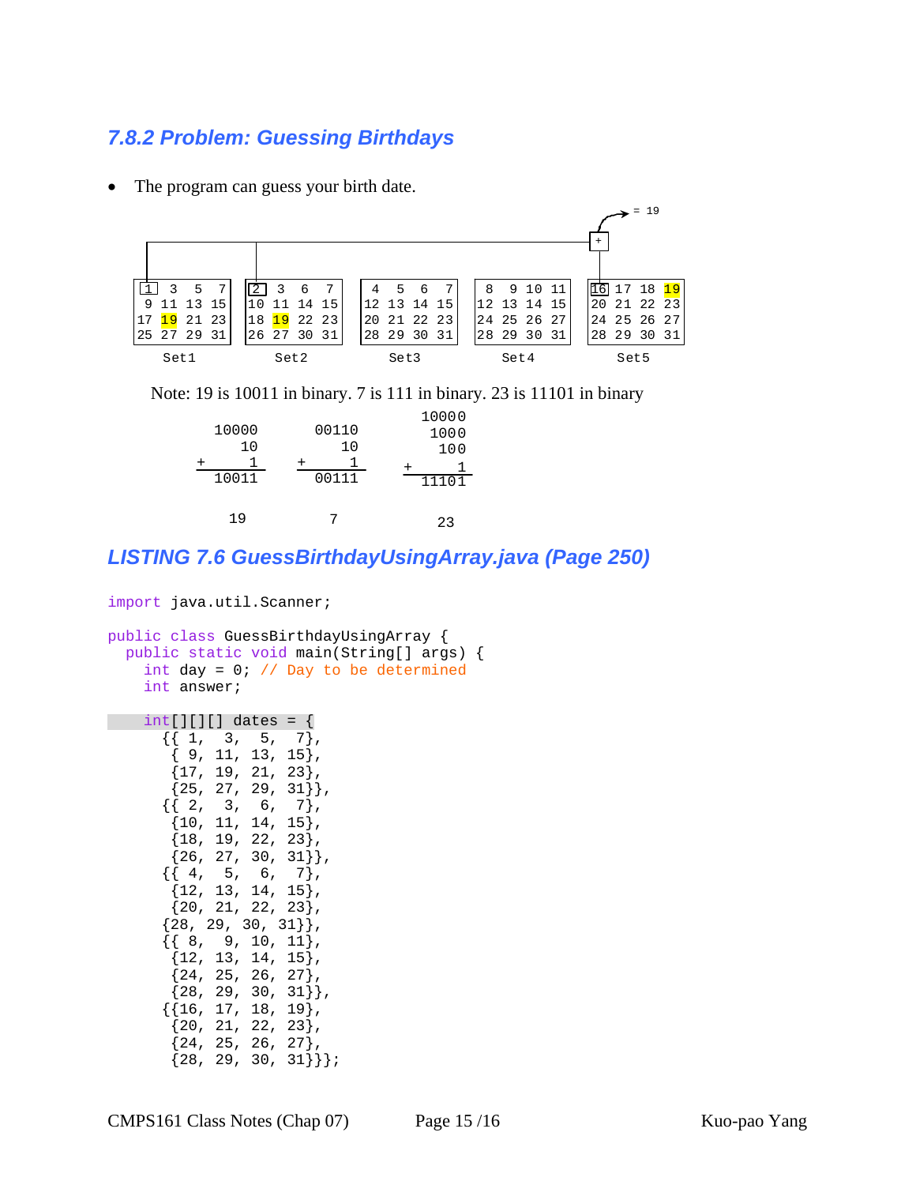## 7.8.2 Problem: Guessing Birthdays

- The program can guess your birth date.

```
                                                                    = 19
                                                                  +
 Set1            Set2            Set3            Set4            Set5
[1] 3  5  7     [2] 3  6  7      4  5  6  7      8  9 10 11     [16] 17 18 19
 9 11 13 15     10 11 14 15     12 13 14 15     12 13 14 15     20 21 22 23
17 19 21 23     18 19 22 23     20 21 22 23     24 25 26 27     24 25 26 27
25 27 29 31     26 27 30 31     28 29 30 31     28 29 30 31     28 29 30 31
```

Note: 19 is 10011 in binary. 7 is 111 in binary. 23 is 11101 in binary

```
                                  10000
   10000          00110            1000
      10             10             100
+      1       +      1       +       1
   10011          00111           11101

     19              7              23
```

## LISTING 7.6 GuessBirthdayUsingArray.java (Page 250)

```java
import java.util.Scanner;

public class GuessBirthdayUsingArray {
  public static void main(String[] args) {
    int day = 0; // Day to be determined
    int answer;

    int[][][] dates = {
      {{ 1,  3,  5,  7},
       { 9, 11, 13, 15},
       {17, 19, 21, 23},
       {25, 27, 29, 31}},
      {{ 2,  3,  6,  7},
       {10, 11, 14, 15},
       {18, 19, 22, 23},
       {26, 27, 30, 31}},
      {{ 4,  5,  6,  7},
       {12, 13, 14, 15},
       {20, 21, 22, 23},
      {28, 29, 30, 31}},
      {{ 8,  9, 10, 11},
       {12, 13, 14, 15},
       {24, 25, 26, 27},
       {28, 29, 30, 31}},
      {{16, 17, 18, 19},
       {20, 21, 22, 23},
       {24, 25, 26, 27},
       {28, 29, 30, 31}}};
```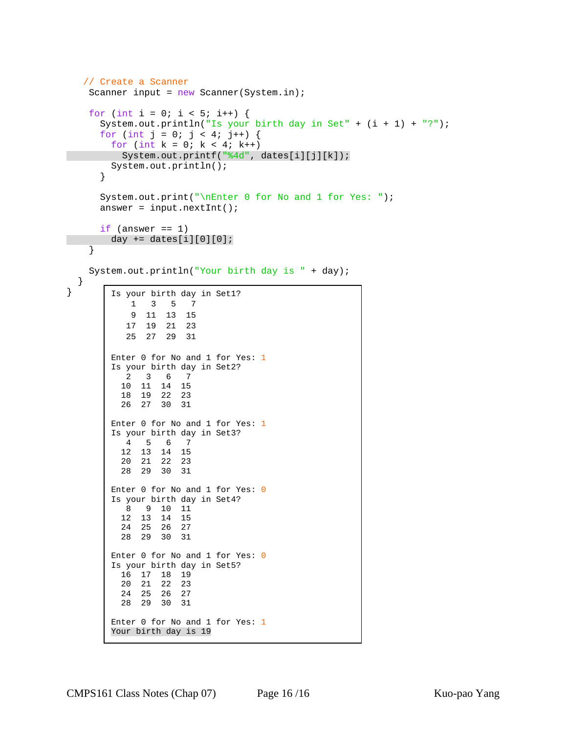```java
    // Create a Scanner
    Scanner input = new Scanner(System.in);

    for (int i = 0; i < 5; i++) {
      System.out.println("Is your birth day in Set" + (i + 1) + "?");
      for (int j = 0; j < 4; j++) {
        for (int k = 0; k < 4; k++)
          System.out.printf("%4d", dates[i][j][k]);
        System.out.println();
      }

      System.out.print("\nEnter 0 for No and 1 for Yes: ");
      answer = input.nextInt();

      if (answer == 1)
        day += dates[i][0][0];
    }

    System.out.println("Your birth day is " + day);
  }
}
```

```
Is your birth day in Set1?
   1   3   5   7
   9  11  13  15
  17  19  21  23
  25  27  29  31

Enter 0 for No and 1 for Yes: 1
Is your birth day in Set2?
   2   3   6   7
  10  11  14  15
  18  19  22  23
  26  27  30  31

Enter 0 for No and 1 for Yes: 1
Is your birth day in Set3?
   4   5   6   7
  12  13  14  15
  20  21  22  23
  28  29  30  31

Enter 0 for No and 1 for Yes: 0
Is your birth day in Set4?
   8   9  10  11
  12  13  14  15
  24  25  26  27
  28  29  30  31

Enter 0 for No and 1 for Yes: 0
Is your birth day in Set5?
  16  17  18  19
  20  21  22  23
  24  25  26  27
  28  29  30  31

Enter 0 for No and 1 for Yes: 1
Your birth day is 19
```